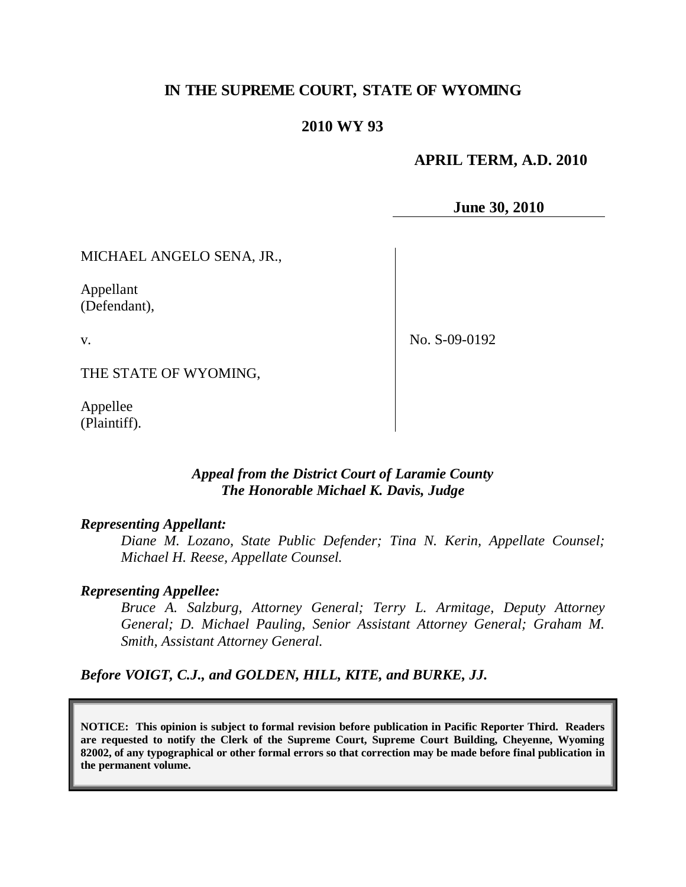# IN THE SUPREME COURT, STATE OF WYOMING

## 2010 WY 93

**APRIL TERM, A.D. 2010**

**June 30, 2010**

MICHAEL ANGELO SENA, JR.,

Appellant
(Defendant),

v.

THE STATE OF WYOMING,

Appellee
(Plaintiff).

No. S-09-0192

*Appeal from the District Court of Laramie County*
*The Honorable Michael K. Davis, Judge*

***Representing Appellant:***

*Diane M. Lozano, State Public Defender; Tina N. Kerin, Appellate Counsel; Michael H. Reese, Appellate Counsel.*

***Representing Appellee:***

*Bruce A. Salzburg, Attorney General; Terry L. Armitage, Deputy Attorney General; D. Michael Pauling, Senior Assistant Attorney General; Graham M. Smith, Assistant Attorney General.*

***Before VOIGT, C.J., and GOLDEN, HILL, KITE, and BURKE, JJ.***

**NOTICE: This opinion is subject to formal revision before publication in Pacific Reporter Third. Readers are requested to notify the Clerk of the Supreme Court, Supreme Court Building, Cheyenne, Wyoming 82002, of any typographical or other formal errors so that correction may be made before final publication in the permanent volume.**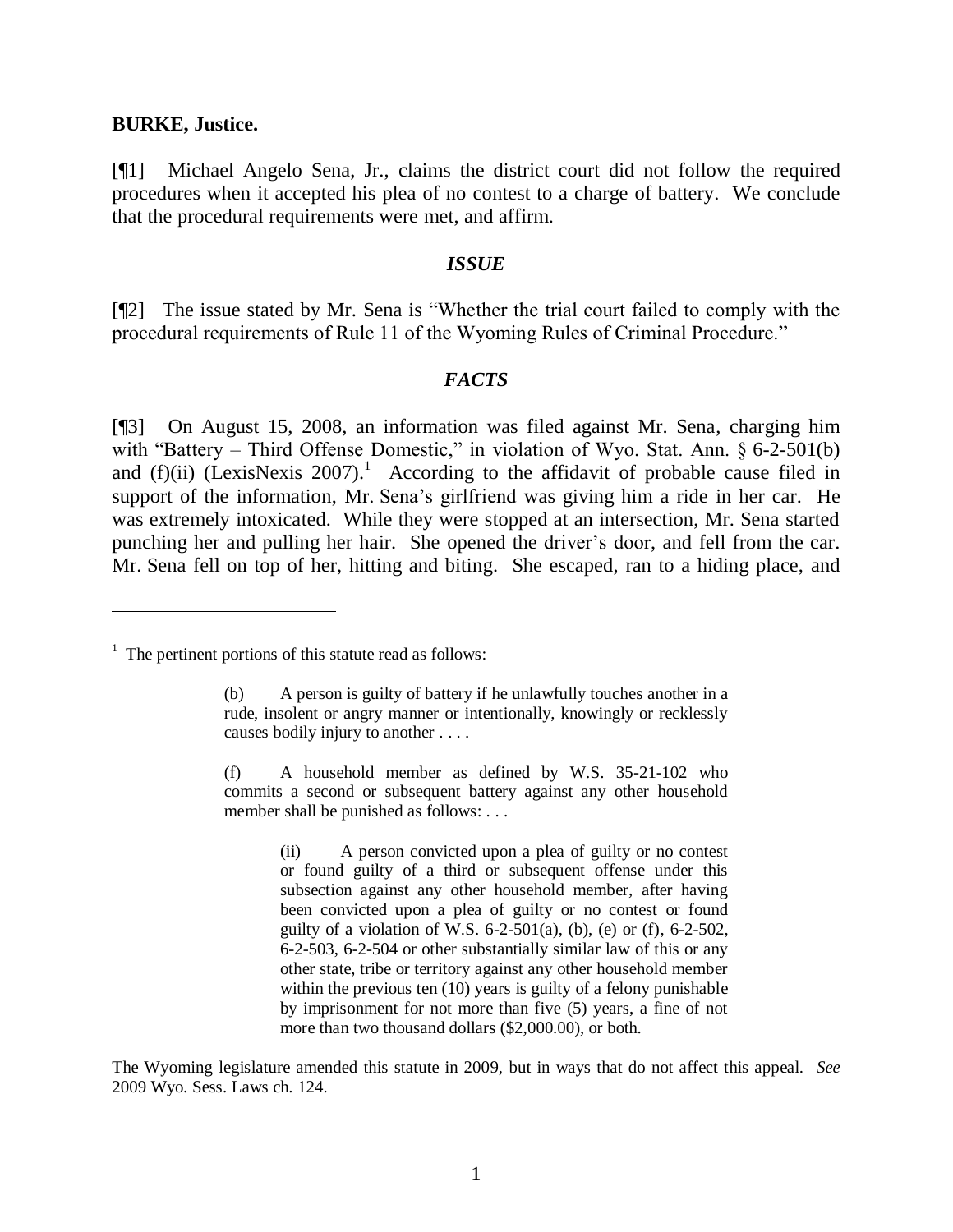**BURKE, Justice.**

[¶1] Michael Angelo Sena, Jr., claims the district court did not follow the required procedures when it accepted his plea of no contest to a charge of battery. We conclude that the procedural requirements were met, and affirm.

### *ISSUE*

[¶2] The issue stated by Mr. Sena is "Whether the trial court failed to comply with the procedural requirements of Rule 11 of the Wyoming Rules of Criminal Procedure."

### *FACTS*

[¶3] On August 15, 2008, an information was filed against Mr. Sena, charging him with "Battery – Third Offense Domestic," in violation of Wyo. Stat. Ann. § 6-2-501(b) and (f)(ii) (LexisNexis 2007).[1] According to the affidavit of probable cause filed in support of the information, Mr. Sena's girlfriend was giving him a ride in her car. He was extremely intoxicated. While they were stopped at an intersection, Mr. Sena started punching her and pulling her hair. She opened the driver's door, and fell from the car. Mr. Sena fell on top of her, hitting and biting. She escaped, ran to a hiding place, and

---

[1] The pertinent portions of this statute read as follows:

> (b) A person is guilty of battery if he unlawfully touches another in a rude, insolent or angry manner or intentionally, knowingly or recklessly causes bodily injury to another . . . .
>
> (f) A household member as defined by W.S. 35-21-102 who commits a second or subsequent battery against any other household member shall be punished as follows: . . .
>
> > (ii) A person convicted upon a plea of guilty or no contest or found guilty of a third or subsequent offense under this subsection against any other household member, after having been convicted upon a plea of guilty or no contest or found guilty of a violation of W.S. 6-2-501(a), (b), (e) or (f), 6-2-502, 6-2-503, 6-2-504 or other substantially similar law of this or any other state, tribe or territory against any other household member within the previous ten (10) years is guilty of a felony punishable by imprisonment for not more than five (5) years, a fine of not more than two thousand dollars ($2,000.00), or both.

The Wyoming legislature amended this statute in 2009, but in ways that do not affect this appeal. *See* 2009 Wyo. Sess. Laws ch. 124.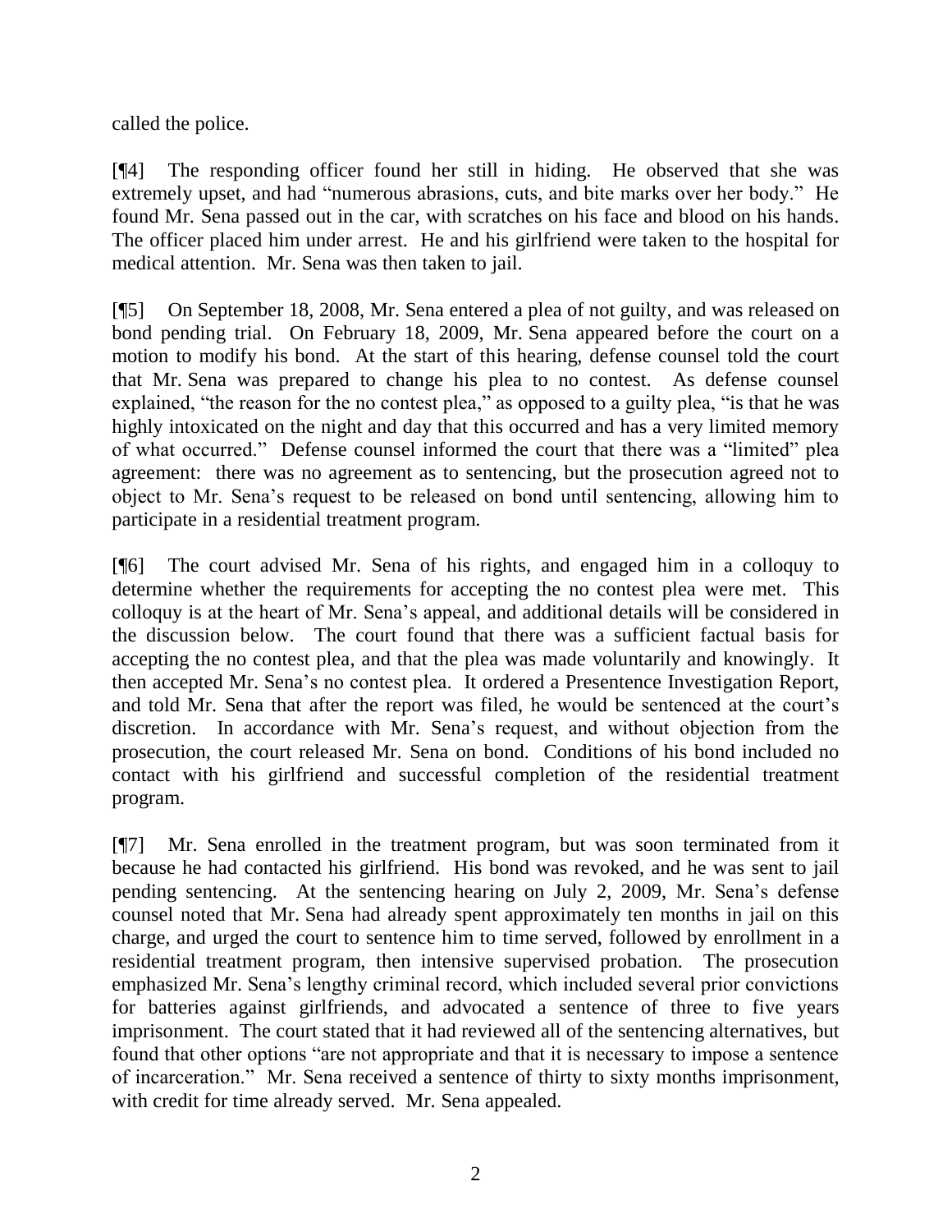called the police.

[¶4] The responding officer found her still in hiding. He observed that she was extremely upset, and had "numerous abrasions, cuts, and bite marks over her body." He found Mr. Sena passed out in the car, with scratches on his face and blood on his hands. The officer placed him under arrest. He and his girlfriend were taken to the hospital for medical attention. Mr. Sena was then taken to jail.

[¶5] On September 18, 2008, Mr. Sena entered a plea of not guilty, and was released on bond pending trial. On February 18, 2009, Mr. Sena appeared before the court on a motion to modify his bond. At the start of this hearing, defense counsel told the court that Mr. Sena was prepared to change his plea to no contest. As defense counsel explained, "the reason for the no contest plea," as opposed to a guilty plea, "is that he was highly intoxicated on the night and day that this occurred and has a very limited memory of what occurred." Defense counsel informed the court that there was a "limited" plea agreement: there was no agreement as to sentencing, but the prosecution agreed not to object to Mr. Sena's request to be released on bond until sentencing, allowing him to participate in a residential treatment program.

[¶6] The court advised Mr. Sena of his rights, and engaged him in a colloquy to determine whether the requirements for accepting the no contest plea were met. This colloquy is at the heart of Mr. Sena's appeal, and additional details will be considered in the discussion below. The court found that there was a sufficient factual basis for accepting the no contest plea, and that the plea was made voluntarily and knowingly. It then accepted Mr. Sena's no contest plea. It ordered a Presentence Investigation Report, and told Mr. Sena that after the report was filed, he would be sentenced at the court's discretion. In accordance with Mr. Sena's request, and without objection from the prosecution, the court released Mr. Sena on bond. Conditions of his bond included no contact with his girlfriend and successful completion of the residential treatment program.

[¶7] Mr. Sena enrolled in the treatment program, but was soon terminated from it because he had contacted his girlfriend. His bond was revoked, and he was sent to jail pending sentencing. At the sentencing hearing on July 2, 2009, Mr. Sena's defense counsel noted that Mr. Sena had already spent approximately ten months in jail on this charge, and urged the court to sentence him to time served, followed by enrollment in a residential treatment program, then intensive supervised probation. The prosecution emphasized Mr. Sena's lengthy criminal record, which included several prior convictions for batteries against girlfriends, and advocated a sentence of three to five years imprisonment. The court stated that it had reviewed all of the sentencing alternatives, but found that other options "are not appropriate and that it is necessary to impose a sentence of incarceration." Mr. Sena received a sentence of thirty to sixty months imprisonment, with credit for time already served. Mr. Sena appealed.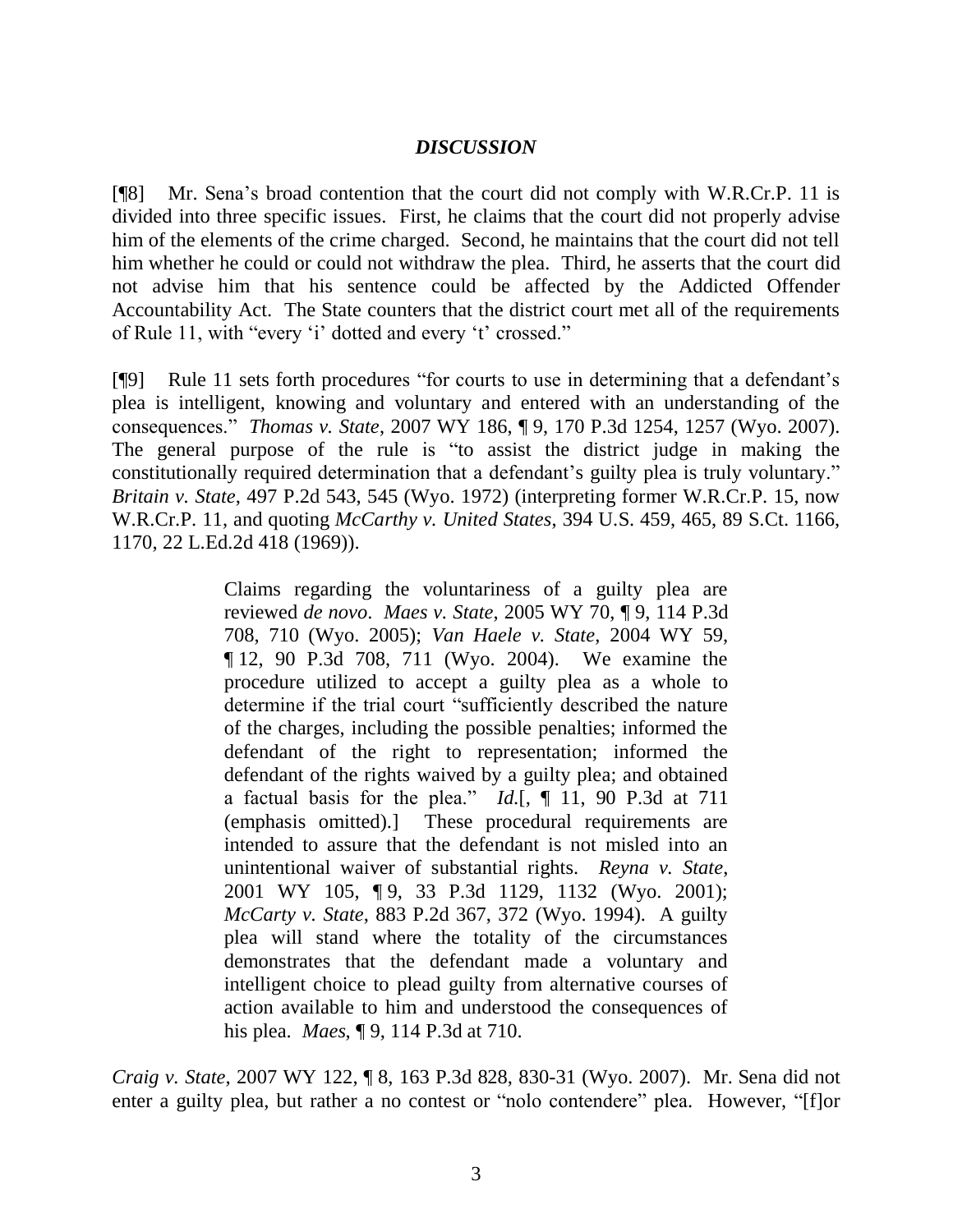## *DISCUSSION*

[¶8] Mr. Sena's broad contention that the court did not comply with W.R.Cr.P. 11 is divided into three specific issues. First, he claims that the court did not properly advise him of the elements of the crime charged. Second, he maintains that the court did not tell him whether he could or could not withdraw the plea. Third, he asserts that the court did not advise him that his sentence could be affected by the Addicted Offender Accountability Act. The State counters that the district court met all of the requirements of Rule 11, with "every 'i' dotted and every 't' crossed."

[¶9] Rule 11 sets forth procedures "for courts to use in determining that a defendant's plea is intelligent, knowing and voluntary and entered with an understanding of the consequences." *Thomas v. State*, 2007 WY 186, ¶ 9, 170 P.3d 1254, 1257 (Wyo. 2007). The general purpose of the rule is "to assist the district judge in making the constitutionally required determination that a defendant's guilty plea is truly voluntary." *Britain v. State*, 497 P.2d 543, 545 (Wyo. 1972) (interpreting former W.R.Cr.P. 15, now W.R.Cr.P. 11, and quoting *McCarthy v. United States*, 394 U.S. 459, 465, 89 S.Ct. 1166, 1170, 22 L.Ed.2d 418 (1969)).

> Claims regarding the voluntariness of a guilty plea are reviewed *de novo*. *Maes v. State*, 2005 WY 70, ¶ 9, 114 P.3d 708, 710 (Wyo. 2005); *Van Haele v. State*, 2004 WY 59, ¶ 12, 90 P.3d 708, 711 (Wyo. 2004). We examine the procedure utilized to accept a guilty plea as a whole to determine if the trial court "sufficiently described the nature of the charges, including the possible penalties; informed the defendant of the right to representation; informed the defendant of the rights waived by a guilty plea; and obtained a factual basis for the plea." *Id.*[, ¶ 11, 90 P.3d at 711 (emphasis omitted).] These procedural requirements are intended to assure that the defendant is not misled into an unintentional waiver of substantial rights. *Reyna v. State*, 2001 WY 105, ¶ 9, 33 P.3d 1129, 1132 (Wyo. 2001); *McCarty v. State*, 883 P.2d 367, 372 (Wyo. 1994). A guilty plea will stand where the totality of the circumstances demonstrates that the defendant made a voluntary and intelligent choice to plead guilty from alternative courses of action available to him and understood the consequences of his plea. *Maes*, ¶ 9, 114 P.3d at 710.

*Craig v. State*, 2007 WY 122, ¶ 8, 163 P.3d 828, 830-31 (Wyo. 2007). Mr. Sena did not enter a guilty plea, but rather a no contest or "nolo contendere" plea. However, "[f]or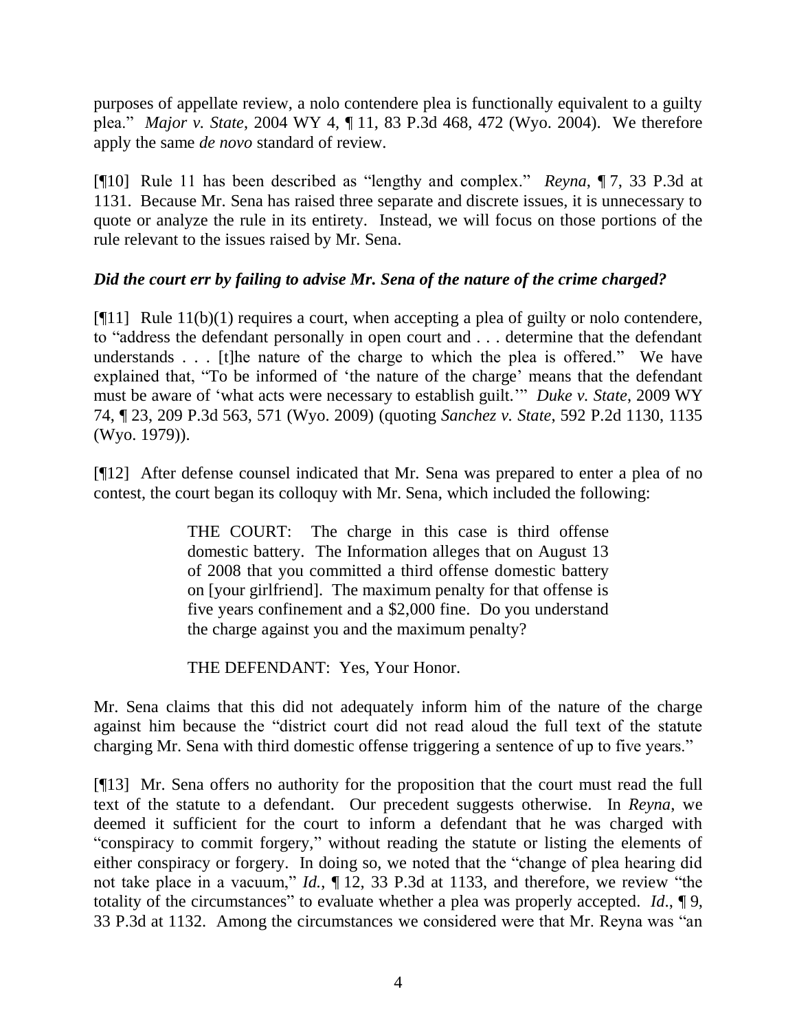purposes of appellate review, a nolo contendere plea is functionally equivalent to a guilty plea." *Major v. State*, 2004 WY 4, ¶ 11, 83 P.3d 468, 472 (Wyo. 2004). We therefore apply the same *de novo* standard of review.

[¶10] Rule 11 has been described as "lengthy and complex." *Reyna*, ¶ 7, 33 P.3d at 1131. Because Mr. Sena has raised three separate and discrete issues, it is unnecessary to quote or analyze the rule in its entirety. Instead, we will focus on those portions of the rule relevant to the issues raised by Mr. Sena.

***Did the court err by failing to advise Mr. Sena of the nature of the crime charged?***

[¶11] Rule 11(b)(1) requires a court, when accepting a plea of guilty or nolo contendere, to "address the defendant personally in open court and . . . determine that the defendant understands . . . [t]he nature of the charge to which the plea is offered." We have explained that, "To be informed of 'the nature of the charge' means that the defendant must be aware of 'what acts were necessary to establish guilt.'" *Duke v. State*, 2009 WY 74, ¶ 23, 209 P.3d 563, 571 (Wyo. 2009) (quoting *Sanchez v. State*, 592 P.2d 1130, 1135 (Wyo. 1979)).

[¶12] After defense counsel indicated that Mr. Sena was prepared to enter a plea of no contest, the court began its colloquy with Mr. Sena, which included the following:

> THE COURT: The charge in this case is third offense domestic battery. The Information alleges that on August 13 of 2008 that you committed a third offense domestic battery on [your girlfriend]. The maximum penalty for that offense is five years confinement and a $2,000 fine. Do you understand the charge against you and the maximum penalty?
>
> THE DEFENDANT: Yes, Your Honor.

Mr. Sena claims that this did not adequately inform him of the nature of the charge against him because the "district court did not read aloud the full text of the statute charging Mr. Sena with third domestic offense triggering a sentence of up to five years."

[¶13] Mr. Sena offers no authority for the proposition that the court must read the full text of the statute to a defendant. Our precedent suggests otherwise. In *Reyna*, we deemed it sufficient for the court to inform a defendant that he was charged with "conspiracy to commit forgery," without reading the statute or listing the elements of either conspiracy or forgery. In doing so, we noted that the "change of plea hearing did not take place in a vacuum," *Id.*, ¶ 12, 33 P.3d at 1133, and therefore, we review "the totality of the circumstances" to evaluate whether a plea was properly accepted. *Id.*, ¶ 9, 33 P.3d at 1132. Among the circumstances we considered were that Mr. Reyna was "an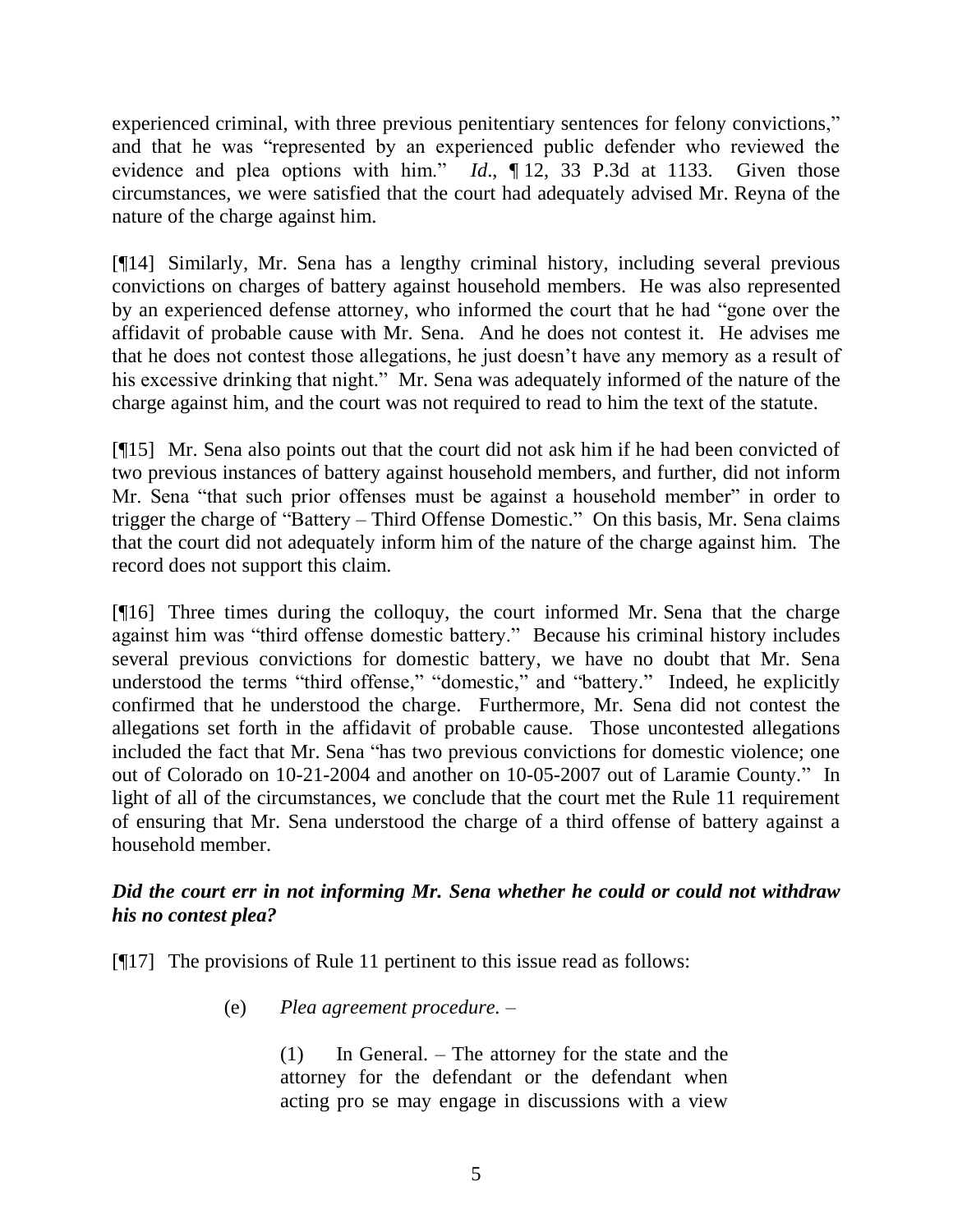experienced criminal, with three previous penitentiary sentences for felony convictions," and that he was "represented by an experienced public defender who reviewed the evidence and plea options with him." *Id*., ¶ 12, 33 P.3d at 1133. Given those circumstances, we were satisfied that the court had adequately advised Mr. Reyna of the nature of the charge against him.

[¶14] Similarly, Mr. Sena has a lengthy criminal history, including several previous convictions on charges of battery against household members. He was also represented by an experienced defense attorney, who informed the court that he had "gone over the affidavit of probable cause with Mr. Sena. And he does not contest it. He advises me that he does not contest those allegations, he just doesn't have any memory as a result of his excessive drinking that night." Mr. Sena was adequately informed of the nature of the charge against him, and the court was not required to read to him the text of the statute.

[¶15] Mr. Sena also points out that the court did not ask him if he had been convicted of two previous instances of battery against household members, and further, did not inform Mr. Sena "that such prior offenses must be against a household member" in order to trigger the charge of "Battery – Third Offense Domestic." On this basis, Mr. Sena claims that the court did not adequately inform him of the nature of the charge against him. The record does not support this claim.

[¶16] Three times during the colloquy, the court informed Mr. Sena that the charge against him was "third offense domestic battery." Because his criminal history includes several previous convictions for domestic battery, we have no doubt that Mr. Sena understood the terms "third offense," "domestic," and "battery." Indeed, he explicitly confirmed that he understood the charge. Furthermore, Mr. Sena did not contest the allegations set forth in the affidavit of probable cause. Those uncontested allegations included the fact that Mr. Sena "has two previous convictions for domestic violence; one out of Colorado on 10-21-2004 and another on 10-05-2007 out of Laramie County." In light of all of the circumstances, we conclude that the court met the Rule 11 requirement of ensuring that Mr. Sena understood the charge of a third offense of battery against a household member.

***Did the court err in not informing Mr. Sena whether he could or could not withdraw his no contest plea?***

[¶17] The provisions of Rule 11 pertinent to this issue read as follows:

> (e) *Plea agreement procedure.* –
>
> > (1) In General. – The attorney for the state and the attorney for the defendant or the defendant when acting pro se may engage in discussions with a view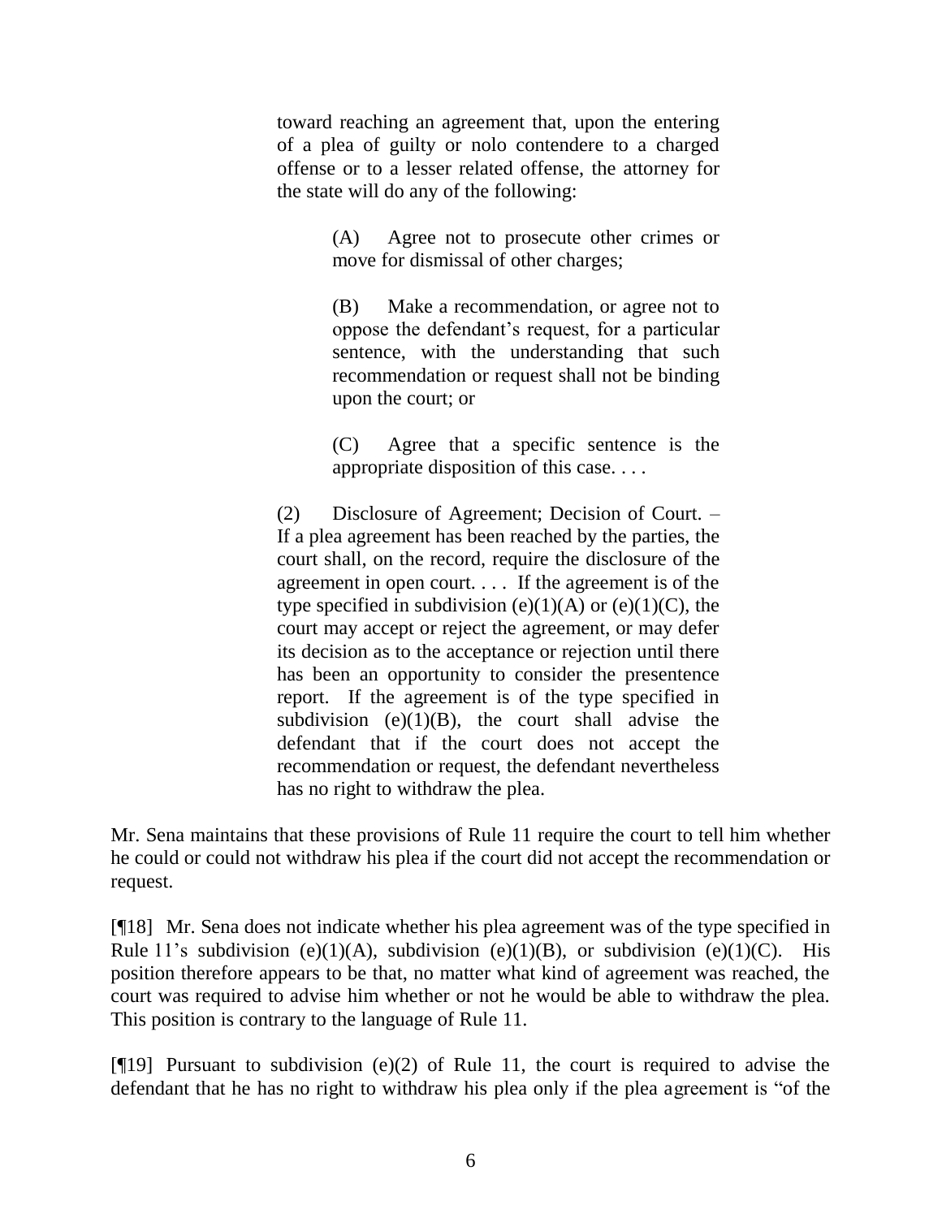> toward reaching an agreement that, upon the entering of a plea of guilty or nolo contendere to a charged offense or to a lesser related offense, the attorney for the state will do any of the following:
>
> > (A) Agree not to prosecute other crimes or move for dismissal of other charges;
> >
> > (B) Make a recommendation, or agree not to oppose the defendant's request, for a particular sentence, with the understanding that such recommendation or request shall not be binding upon the court; or
> >
> > (C) Agree that a specific sentence is the appropriate disposition of this case. . . .
>
> (2) Disclosure of Agreement; Decision of Court. – If a plea agreement has been reached by the parties, the court shall, on the record, require the disclosure of the agreement in open court. . . . If the agreement is of the type specified in subdivision (e)(1)(A) or (e)(1)(C), the court may accept or reject the agreement, or may defer its decision as to the acceptance or rejection until there has been an opportunity to consider the presentence report. If the agreement is of the type specified in subdivision (e)(1)(B), the court shall advise the defendant that if the court does not accept the recommendation or request, the defendant nevertheless has no right to withdraw the plea.

Mr. Sena maintains that these provisions of Rule 11 require the court to tell him whether he could or could not withdraw his plea if the court did not accept the recommendation or request.

[¶18] Mr. Sena does not indicate whether his plea agreement was of the type specified in Rule 11's subdivision (e)(1)(A), subdivision (e)(1)(B), or subdivision (e)(1)(C). His position therefore appears to be that, no matter what kind of agreement was reached, the court was required to advise him whether or not he would be able to withdraw the plea. This position is contrary to the language of Rule 11.

[¶19] Pursuant to subdivision (e)(2) of Rule 11, the court is required to advise the defendant that he has no right to withdraw his plea only if the plea agreement is "of the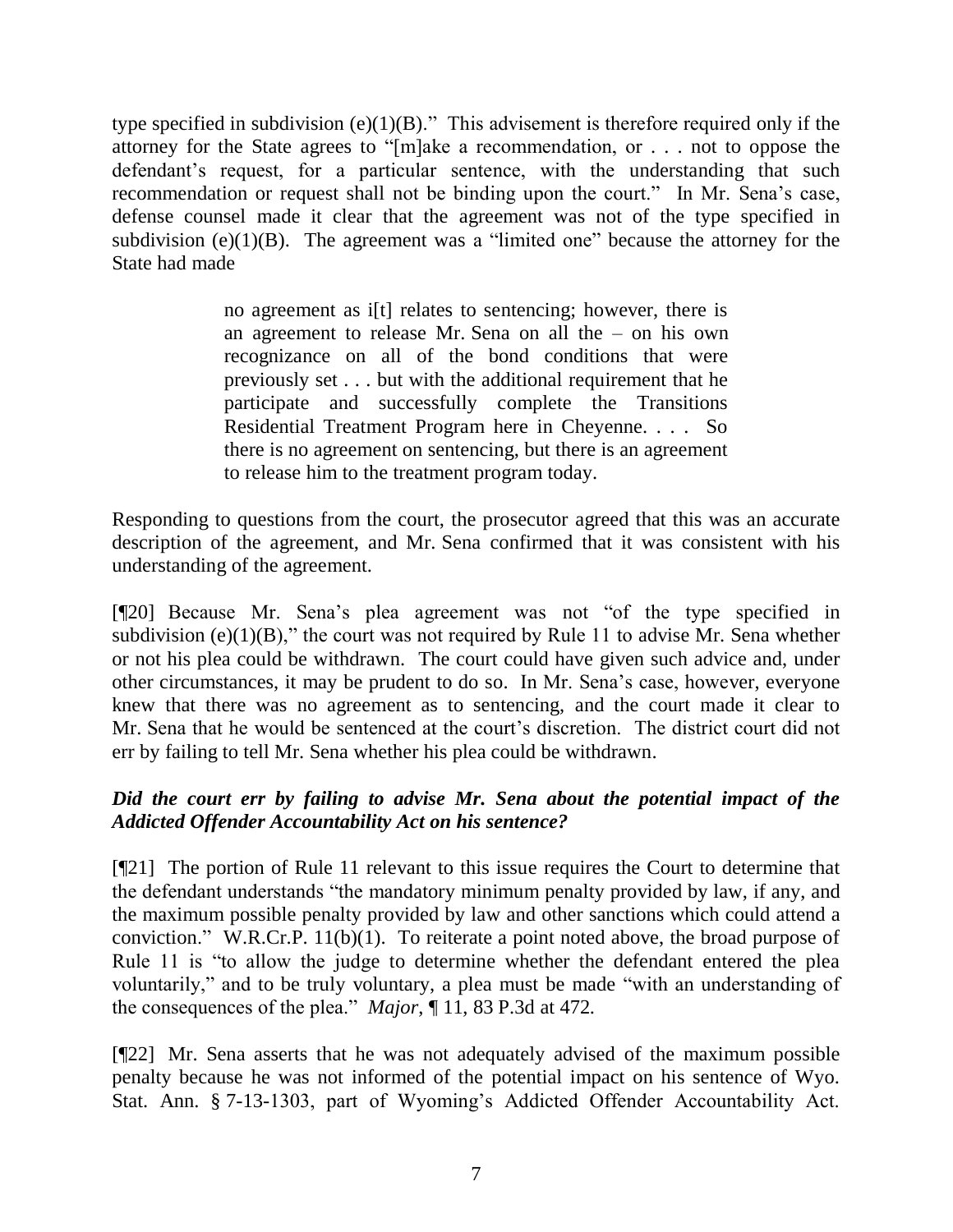type specified in subdivision (e)(1)(B)." This advisement is therefore required only if the attorney for the State agrees to "[m]ake a recommendation, or . . . not to oppose the defendant's request, for a particular sentence, with the understanding that such recommendation or request shall not be binding upon the court." In Mr. Sena's case, defense counsel made it clear that the agreement was not of the type specified in subdivision (e)(1)(B). The agreement was a "limited one" because the attorney for the State had made

> no agreement as i[t] relates to sentencing; however, there is an agreement to release Mr. Sena on all the – on his own recognizance on all of the bond conditions that were previously set . . . but with the additional requirement that he participate and successfully complete the Transitions Residential Treatment Program here in Cheyenne. . . . So there is no agreement on sentencing, but there is an agreement to release him to the treatment program today.

Responding to questions from the court, the prosecutor agreed that this was an accurate description of the agreement, and Mr. Sena confirmed that it was consistent with his understanding of the agreement.

[¶20] Because Mr. Sena's plea agreement was not "of the type specified in subdivision (e)(1)(B)," the court was not required by Rule 11 to advise Mr. Sena whether or not his plea could be withdrawn. The court could have given such advice and, under other circumstances, it may be prudent to do so. In Mr. Sena's case, however, everyone knew that there was no agreement as to sentencing, and the court made it clear to Mr. Sena that he would be sentenced at the court's discretion. The district court did not err by failing to tell Mr. Sena whether his plea could be withdrawn.

### *Did the court err by failing to advise Mr. Sena about the potential impact of the Addicted Offender Accountability Act on his sentence?*

[¶21] The portion of Rule 11 relevant to this issue requires the Court to determine that the defendant understands "the mandatory minimum penalty provided by law, if any, and the maximum possible penalty provided by law and other sanctions which could attend a conviction." W.R.Cr.P. 11(b)(1). To reiterate a point noted above, the broad purpose of Rule 11 is "to allow the judge to determine whether the defendant entered the plea voluntarily," and to be truly voluntary, a plea must be made "with an understanding of the consequences of the plea." *Major*, ¶ 11, 83 P.3d at 472.

[¶22] Mr. Sena asserts that he was not adequately advised of the maximum possible penalty because he was not informed of the potential impact on his sentence of Wyo. Stat. Ann. § 7-13-1303, part of Wyoming's Addicted Offender Accountability Act.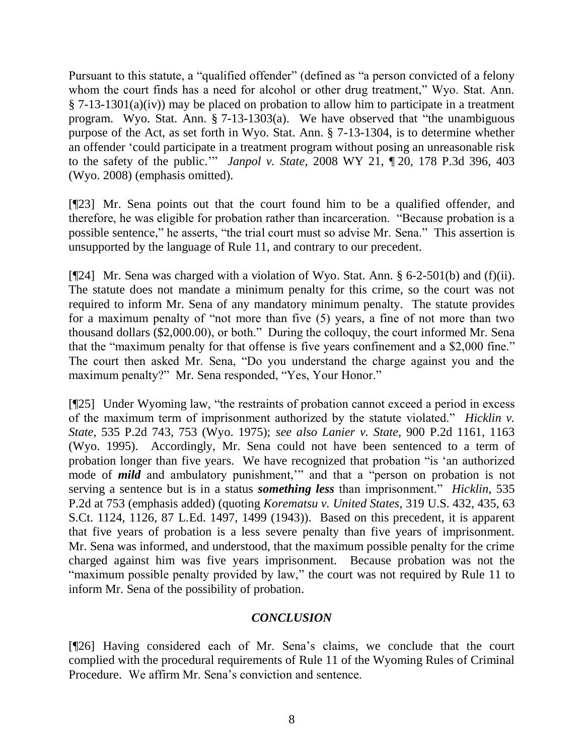Pursuant to this statute, a "qualified offender" (defined as "a person convicted of a felony whom the court finds has a need for alcohol or other drug treatment," Wyo. Stat. Ann. § 7-13-1301(a)(iv)) may be placed on probation to allow him to participate in a treatment program. Wyo. Stat. Ann. § 7-13-1303(a). We have observed that "the unambiguous purpose of the Act, as set forth in Wyo. Stat. Ann. § 7-13-1304, is to determine whether an offender 'could participate in a treatment program without posing an unreasonable risk to the safety of the public.'" *Janpol v. State*, 2008 WY 21, ¶ 20, 178 P.3d 396, 403 (Wyo. 2008) (emphasis omitted).

[¶23] Mr. Sena points out that the court found him to be a qualified offender, and therefore, he was eligible for probation rather than incarceration. "Because probation is a possible sentence," he asserts, "the trial court must so advise Mr. Sena." This assertion is unsupported by the language of Rule 11, and contrary to our precedent.

[¶24] Mr. Sena was charged with a violation of Wyo. Stat. Ann. § 6-2-501(b) and (f)(ii). The statute does not mandate a minimum penalty for this crime, so the court was not required to inform Mr. Sena of any mandatory minimum penalty. The statute provides for a maximum penalty of "not more than five (5) years, a fine of not more than two thousand dollars ($2,000.00), or both." During the colloquy, the court informed Mr. Sena that the "maximum penalty for that offense is five years confinement and a $2,000 fine." The court then asked Mr. Sena, "Do you understand the charge against you and the maximum penalty?" Mr. Sena responded, "Yes, Your Honor."

[¶25] Under Wyoming law, "the restraints of probation cannot exceed a period in excess of the maximum term of imprisonment authorized by the statute violated." *Hicklin v. State*, 535 P.2d 743, 753 (Wyo. 1975); *see also Lanier v. State*, 900 P.2d 1161, 1163 (Wyo. 1995). Accordingly, Mr. Sena could not have been sentenced to a term of probation longer than five years. We have recognized that probation "is 'an authorized mode of ***mild*** and ambulatory punishment,'" and that a "person on probation is not serving a sentence but is in a status ***something less*** than imprisonment." *Hicklin*, 535 P.2d at 753 (emphasis added) (quoting *Korematsu v. United States*, 319 U.S. 432, 435, 63 S.Ct. 1124, 1126, 87 L.Ed. 1497, 1499 (1943)). Based on this precedent, it is apparent that five years of probation is a less severe penalty than five years of imprisonment. Mr. Sena was informed, and understood, that the maximum possible penalty for the crime charged against him was five years imprisonment. Because probation was not the "maximum possible penalty provided by law," the court was not required by Rule 11 to inform Mr. Sena of the possibility of probation.

## *CONCLUSION*

[¶26] Having considered each of Mr. Sena's claims, we conclude that the court complied with the procedural requirements of Rule 11 of the Wyoming Rules of Criminal Procedure. We affirm Mr. Sena's conviction and sentence.